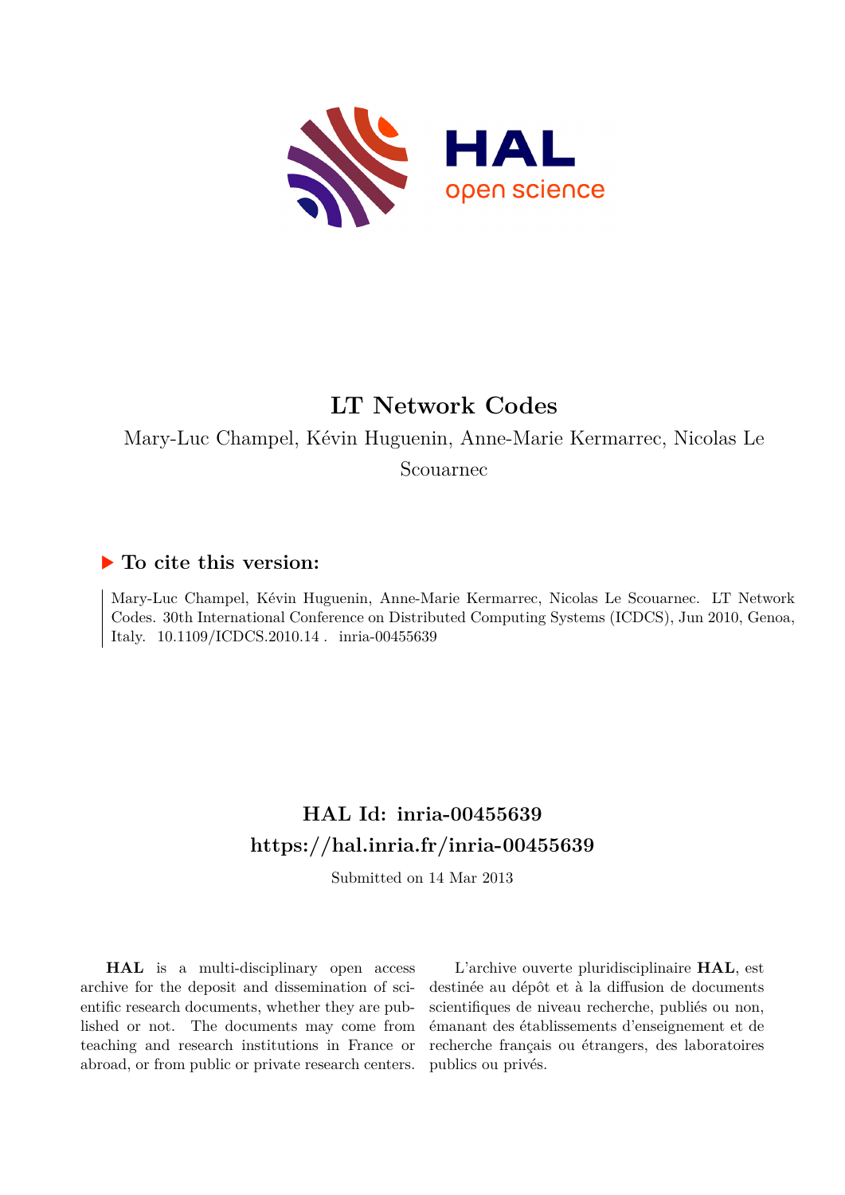# LT Network Codes

Mary-Luc Champel, Kévin Huguenin, Anne-Marie Kermarrec, Nicolas Le Scouarnec

## ▶ To cite this version:

Mary-Luc Champel, Kévin Huguenin, Anne-Marie Kermarrec, Nicolas Le Scouarnec. LT Network Codes. 30th International Conference on Distributed Computing Systems (ICDCS), Jun 2010, Genoa, Italy. 10.1109/ICDCS.2010.14 . inria-00455639

## HAL Id: inria-00455639
## https://hal.inria.fr/inria-00455639

Submitted on 14 Mar 2013

**HAL** is a multi-disciplinary open access archive for the deposit and dissemination of scientific research documents, whether they are published or not. The documents may come from teaching and research institutions in France or abroad, or from public or private research centers.

L'archive ouverte pluridisciplinaire **HAL**, est destinée au dépôt et à la diffusion de documents scientifiques de niveau recherche, publiés ou non, émanant des établissements d'enseignement et de recherche français ou étrangers, des laboratoires publics ou privés.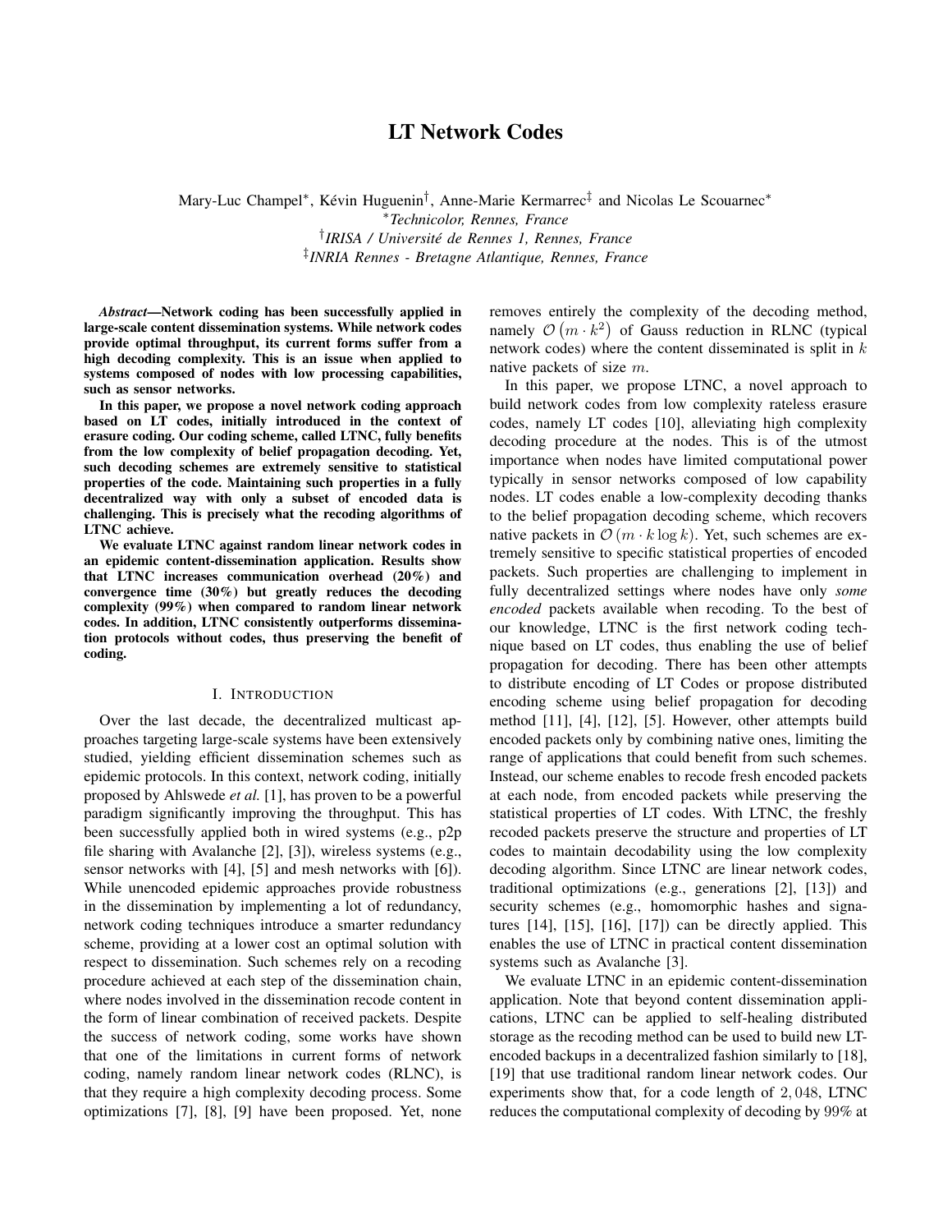# LT Network Codes

Mary-Luc Champel[*], Kévin Huguenin[†], Anne-Marie Kermarrec[‡] and Nicolas Le Scouarnec[*]

[*]*Technicolor, Rennes, France*

[†]*IRISA / Université de Rennes 1, Rennes, France*

[‡]*INRIA Rennes - Bretagne Atlantique, Rennes, France*

***Abstract*—Network coding has been successfully applied in large-scale content dissemination systems. While network codes provide optimal throughput, its current forms suffer from a high decoding complexity. This is an issue when applied to systems composed of nodes with low processing capabilities, such as sensor networks.**

**In this paper, we propose a novel network coding approach based on LT codes, initially introduced in the context of erasure coding. Our coding scheme, called LTNC, fully benefits from the low complexity of belief propagation decoding. Yet, such decoding schemes are extremely sensitive to statistical properties of the code. Maintaining such properties in a fully decentralized way with only a subset of encoded data is challenging. This is precisely what the recoding algorithms of LTNC achieve.**

**We evaluate LTNC against random linear network codes in an epidemic content-dissemination application. Results show that LTNC increases communication overhead (20%) and convergence time (30%) but greatly reduces the decoding complexity (99%) when compared to random linear network codes. In addition, LTNC consistently outperforms dissemination protocols without codes, thus preserving the benefit of coding.**

## I. Introduction

Over the last decade, the decentralized multicast approaches targeting large-scale systems have been extensively studied, yielding efficient dissemination schemes such as epidemic protocols. In this context, network coding, initially proposed by Ahlswede *et al.* [1], has proven to be a powerful paradigm significantly improving the throughput. This has been successfully applied both in wired systems (e.g., p2p file sharing with Avalanche [2], [3]), wireless systems (e.g., sensor networks with [4], [5] and mesh networks with [6]). While unencoded epidemic approaches provide robustness in the dissemination by implementing a lot of redundancy, network coding techniques introduct a smarter redundancy scheme, providing at a lower cost an optimal solution with respect to dissemination. Such schemes rely on a recoding procedure achieved at each step of the dissemination chain, where nodes involved in the dissemination recode content in the form of linear combination of received packets. Despite the success of network coding, some works have shown that one of the limitations in current forms of network coding, namely random linear network codes (RLNC), is that they require a high complexity decoding process. Some optimizations [7], [8], [9] have been proposed. Yet, none removes entirely the complexity of the decoding method, namely $\mathcal{O}\left(m \cdot k^2\right)$ of Gauss reduction in RLNC (typical network codes) where the content disseminated is split in $k$ native packets of size $m$.

In this paper, we propose LTNC, a novel approach to build network codes from low complexity rateless erasure codes, namely LT codes [10], alleviating high complexity decoding procedure at the nodes. This is of the utmost importance when nodes have limited computational power typically in sensor networks composed of low capability nodes. LT codes enable a low-complexity decoding thanks to the belief propagation decoding scheme, which recovers native packets in $\mathcal{O}\left(m \cdot k \log k\right)$. Yet, such schemes are extremely sensitive to specific statistical properties of encoded packets. Such properties are challenging to implement in fully decentralized settings where nodes have only *some encoded* packets available when recoding. To the best of our knowledge, LTNC is the first network coding technique based on LT codes, thus enabling the use of belief propagation for decoding. There has been other attempts to distribute encoding of LT Codes or propose distributed encoding scheme using belief propagation for decoding method [11], [4], [12], [5]. However, other attempts build encoded packets only by combining native ones, limiting the range of applications that could benefit from such schemes. Instead, our scheme enables to recode fresh encoded packets at each node, from encoded packets while preserving the statistical properties of LT codes. With LTNC, the freshly recoded packets preserve the structure and properties of LT codes to maintain decodability using the low complexity decoding algorithm. Since LTNC are linear network codes, traditional optimizations (e.g., generations [2], [13]) and security schemes (e.g., homomorphic hashes and signatures [14], [15], [16], [17]) can be directly applied. This enables the use of LTNC in practical content dissemination systems such as Avalanche [3].

We evaluate LTNC in an epidemic content-dissemination application. Note that beyond content dissemination applications, LTNC can be applied to self-healing distributed storage as the recoding method can be used to build new LT-encoded backups in a decentralized fashion similarly to [18], [19] that use traditional random linear network codes. Our experiments show that, for a code length of $2,048$, LTNC reduces the computational complexity of decoding by $99\%$ at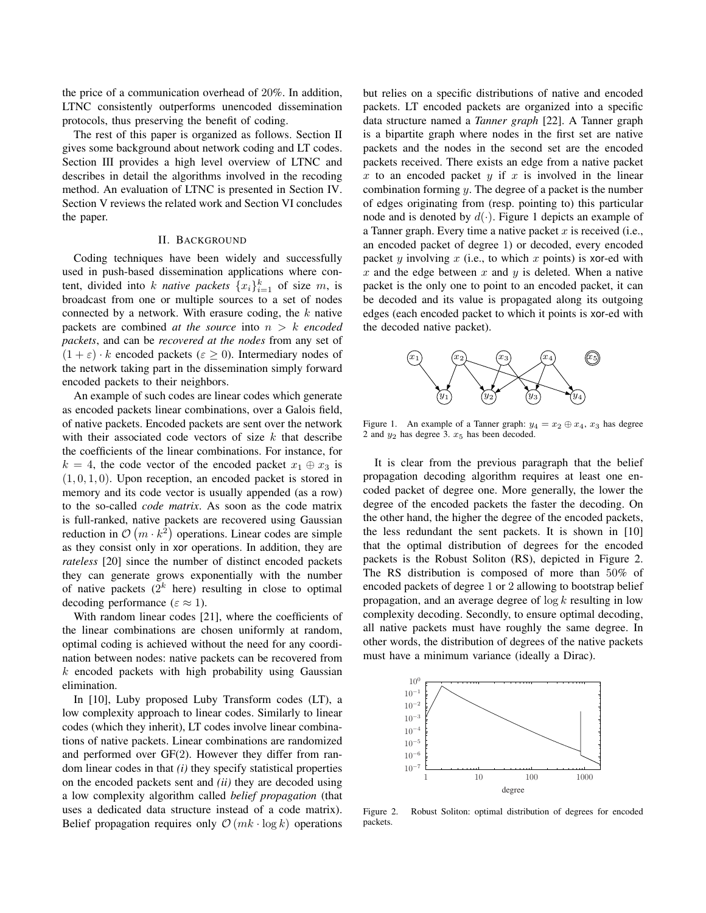the price of a communication overhead of 20%. In addition, LTNC consistently outperforms uncoded dissemination protocols, thus preserving the benefit of coding.

The rest of this paper is organized as follows. Section II gives some background about network coding and LT codes. Section III provides a high level overview of LTNC and describes in detail the algorithms involved in the recoding method. An evaluation of LTNC is presented in Section IV. Section V reviews the related work and Section VI concludes the paper.

## II. Background

Coding techniques have been widely and successfully used in push-based dissemination applications where content, divided into $k$ *native packets* $\{x_i\}_{i=1}^{k}$ of size $m$, is broadcast from one or multiple sources to a set of nodes connected by a network. With erasure coding, the $k$ native packets are combined *at the source* into $n > k$ *encoded packets*, and can be *recovered at the nodes* from any set of $(1+\varepsilon)\cdot k$ encoded packets ($\varepsilon \geq 0$). Intermediary nodes of the network taking part in the dissemination simply forward encoded packets to their neighbors.

An example of such codes are linear codes which generate as encoded packets linear combinations, over a Galois field, of native packets. Encoded packets are sent over the network with their associated code vectors of size $k$ that describe the coefficients of the linear combinations. For instance, for $k = 4$, the code vector of the encoded packet $x_1 \oplus x_3$ is $(1, 0, 1, 0)$. Upon reception, an encoded packet is stored in memory and its code vector is usually appended (as a row) to the so-called *code matrix*. As soon as the code matrix is full-ranked, native packets are recovered using Gaussian reduction in $\mathcal{O}\left(m \cdot k^2\right)$ operations. Linear codes are simple as they consist only in xor operations. In addition, they are *rateless* [20] since the number of distinct encoded packets they can generate grows exponentially with the number of native packets ($2^k$ here) resulting in close to optimal decoding performance ($\varepsilon \approx 1$).

With random linear codes [21], where the coefficients of the linear combinations are chosen uniformly at random, optimal coding is achieved without the need for any coordination between nodes: native packets can be recovered from $k$ encoded packets with high probability using Gaussian elimination.

In [10], Luby proposed Luby Transform codes (LT), a low complexity approach to linear codes. Similarly to linear codes (which they inherit), LT codes involve linear combinations of native packets. Linear combinations are randomized and performed over GF(2). However they differ from random linear codes in that *(i)* they specify statistical properties on the encoded packets sent and *(ii)* they are decoded using a low complexity algorithm called *belief propagation* (that uses a dedicated data structure instead of a code matrix). Belief propagation requires only $\mathcal{O}\left(mk \cdot \log k\right)$ operations but relies on a specific distributions of native and encoded packets. LT encoded packets are organized into a specific data structure named a *Tanner graph* [22]. A Tanner graph is a bipartite graph where nodes in the first set are native packets and the nodes in the second set are the encoded packets received. There exists an edge from a native packet $x$ to an encoded packet $y$ if $x$ is involved in the linear combination forming $y$. The degree of a packet is the number of edges originating from (resp. pointing to) this particular node and is denoted by $d(\cdot)$. Figure 1 depicts an example of a Tanner graph. Every time a native packet $x$ is received (i.e., an encoded packet of degree 1) or decoded, every encoded packet $y$ involving $x$ (i.e., to which $x$ points) is xor-ed with $x$ and the edge between $x$ and $y$ is deleted. When a native packet is the only one to point to an encoded packet, it can be decoded and its value is propagated along its outgoing edges (each encoded packet to which it points is xor-ed with the decoded native packet).

Figure 1. An example of a Tanner graph: $y_4 = x_2 \oplus x_4$, $x_3$ has degree 2 and $y_2$ has degree 3. $x_5$ has been decoded.

It is clear from the previous paragraph that the belief propagation decoding algorithm requires at least one encoded packet of degree one. More generally, the lower the degree of the encoded packets the faster the decoding. On the other hand, the higher the degree of the encoded packets, the less redundant the sent packets. It is shown in [10] that the optimal distribution of degrees for the encoded packets is the Robust Soliton (RS), depicted in Figure 2. The RS distribution is composed of more than 50% of encoded packets of degree 1 or 2 allowing to bootstrap belief propagation, and an average degree of $\log k$ resulting in low complexity decoding. Secondly, to ensure optimal decoding, all native packets must have roughly the same degree. In other words, the distribution of degrees of the native packets must have a minimum variance (ideally a Dirac).

Figure 2. Robust Soliton: optimal distribution of degrees for encoded packets.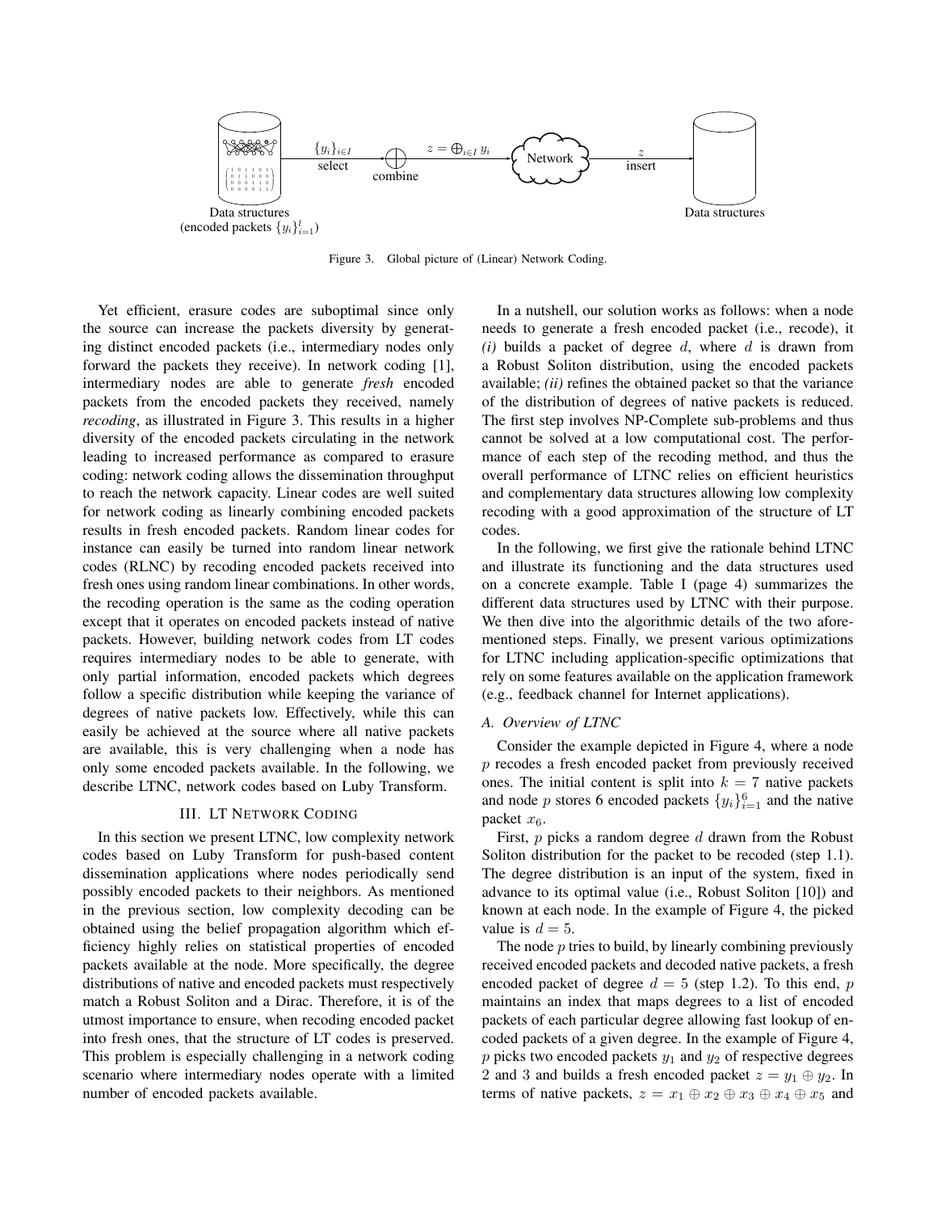Data structures
(encoded packets $\{y_i\}_{i=1}^{l}$)

$\{y_i\}_{i \in I}$
select

combine

$z = \bigoplus_{i \in I} y_i$

Network

$z$
insert

Data structures

Figure 3. Global picture of (Linear) Network Coding.

Yet efficient, erasure codes are suboptimal since only the source can increase the packets diversity by generating distinct encoded packets (i.e., intermediary nodes only forward the packets they receive). In network coding [1], intermediary nodes are able to generate *fresh* encoded packets from the encoded packets they received, namely *recoding*, as illustrated in Figure 3. This results in a higher diversity of the encoded packets circulating in the network leading to increased performance as compared to erasure coding: network coding allows the dissemination throughput to reach the network capacity. Linear codes are well suited for network coding as linearly combining encoded packets results in fresh encoded packets. Random linear codes for instance can easily be turned into random linear network codes (RLNC) by recoding encoded packets received into fresh ones using random linear combinations. In other words, the recoding operation is the same as the coding operation except that it operates on encoded packets instead of native packets. However, building network codes from LT codes requires intermediary nodes to be able to generate, with only partial information, encoded packets which degrees follow a specific distribution while keeping the variance of degrees of native packets low. Effectively, while this can easily be achieved at the source where all native packets are available, this is very challenging when a node has only some encoded packets available. In the following, we describe LTNC, network codes based on Luby Transform.

## III. LT Network Coding

In this section we present LTNC, low complexity network codes based on Luby Transform for push-based content dissemination applications where nodes periodically send possibly encoded packets to their neighbors. As mentioned in the previous section, low complexity decoding can be obtained using the belief propagation algorithm which efficiency highly relies on statistical properties of encoded packets available at the node. More specifically, the degree distributions of native and encoded packets must respectively match a Robust Soliton and a Dirac. Therefore, it is of the utmost importance to ensure, when recoding encoded packet into fresh ones, that the structure of LT codes is preserved. This problem is especially challenging in a network coding scenario where intermediary nodes operate with a limited number of encoded packets available.

In a nutshell, our solution works as follows: when a node needs to generate a fresh encoded packet (i.e., recode), it *(i)* builds a packet of degree $d$, where $d$ is drawn from a Robust Soliton distribution, using the encoded packets available; *(ii)* refines the obtained packet so that the variance of the distribution of degrees of native packets is reduced. The first step involves NP-Complete sub-problems and thus cannot be solved at a low computational cost. The performance of each step of the recoding method, and thus the overall performance of LTNC relies on efficient heuristics and complementary data structures allowing low complexity recoding with a good approximation of the structure of LT codes.

In the following, we first give the rationale behind LTNC and illustrate its functioning and the data structures used on a concrete example. Table I (page 4) summarizes the different data structures used by LTNC with their purpose. We then dive into the algorithmic details of the two aforementioned steps. Finally, we present various optimizations for LTNC including application-specific optimizations that rely on some features available on the application framework (e.g., feedback channel for Internet applications).

### A. Overview of LTNC

Consider the example depicted in Figure 4, where a node $p$ recodes a fresh encoded packet from previously received ones. The initial content is split into $k = 7$ native packets and node $p$ stores 6 encoded packets $\{y_i\}_{i=1}^{6}$ and the native packet $x_6$.

First, $p$ picks a random degree $d$ drawn from the Robust Soliton distribution for the packet to be recoded (step 1.1). The degree distribution is an input of the system, fixed in advance to its optimal value (i.e., Robust Soliton [10]) and known at each node. In the example of Figure 4, the picked value is $d = 5$.

The node $p$ tries to build, by linearly combining previously received encoded packets and decoded native packets, a fresh encoded packet of degree $d = 5$ (step 1.2). To this end, $p$ maintains an index that maps degrees to a list of encoded packets of each particular degree allowing fast lookup of encoded packets of a given degree. In the example of Figure 4, $p$ picks two encoded packets $y_1$ and $y_2$ of respective degrees 2 and 3 and builds a fresh encoded packet $z = y_1 \oplus y_2$. In terms of native packets, $z = x_1 \oplus x_2 \oplus x_3 \oplus x_4 \oplus x_5$ and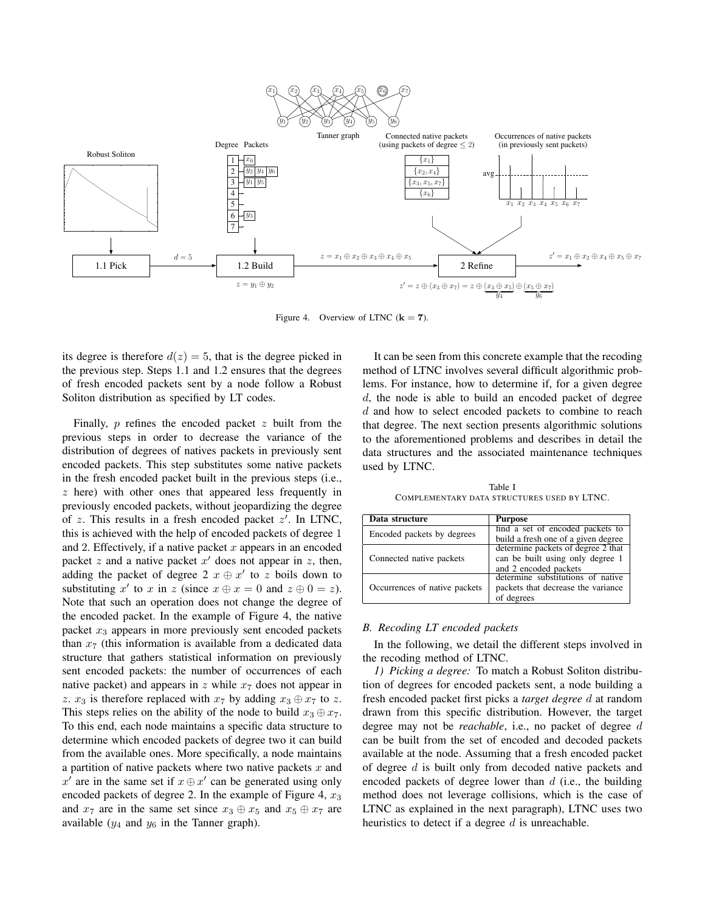Figure 4. Overview of LTNC ($\mathbf{k} = 7$).

its degree is therefore $d(z) = 5$, that is the degree picked in the previous step. Steps 1.1 and 1.2 ensures that the degrees of fresh encoded packets sent by a node follow a Robust Soliton distribution as specified by LT codes.

Finally, $p$ refines the encoded packet $z$ built from the previous steps in order to decrease the variance of the distribution of degrees of natives packets in previously sent encoded packets. This step substitutes some native packets in the fresh encoded packet built in the previous steps (i.e., $z$ here) with other ones that appeared less frequently in previously encoded packets, without jeopardizing the degree of $z$. This results in a fresh encoded packet $z'$. In LTNC, this is achieved with the help of encoded packets of degree 1 and 2. Effectively, if a native packet $x$ appears in an encoded packet $z$ and a native packet $x'$ does not appear in $z$, then, adding the packet of degree 2 $x \oplus x'$ to $z$ boils down to substituting $x'$ to $x$ in $z$ (since $x \oplus x = 0$ and $z \oplus 0 = z$). Note that such an operation does not change the degree of the encoded packet. In the example of Figure 4, the native packet $x_3$ appears in more previously sent encoded packets than $x_7$ (this information is available from a dedicated data structure that gathers statistical information on previously sent encoded packets: the number of occurrences of each native packet) and appears in $z$ while $x_7$ does not appear in $z$. $x_3$ is therefore replaced with $x_7$ by adding $x_3 \oplus x_7$ to $z$. This steps relies on the ability of the node to build $x_3 \oplus x_7$. To this end, each node maintains a specific data structure to determine which encoded packets of degree two it can build from the available ones. More specifically, a node maintains a partition of native packets where two native packets $x$ and $x'$ are in the same set if $x \oplus x'$ can be generated using only encoded packets of degree 2. In the example of Figure 4, $x_3$ and $x_7$ are in the same set since $x_3 \oplus x_5$ and $x_5 \oplus x_7$ are available ($y_4$ and $y_6$ in the Tanner graph).

It can be seen from this concrete example that the recoding method of LTNC involves several difficult algorithmic problems. For instance, how to determine if, for a given degree $d$, the node is able to build an encoded packet of degree $d$ and how to select encoded packets to combine to reach that degree. The next section presents algorithmic solutions to the aforementioned problems and describes in detail the data structures and the associated maintenance techniques used by LTNC.

Table I
COMPLEMENTARY DATA STRUCTURES USED BY LTNC.

| Data structure | Purpose |
|---|---|
| Encoded packets by degrees | find a set of encoded packets to build a fresh one of a given degree |
| Connected native packets | determine packets of degree 2 that can be built using only degree 1 and 2 encoded packets |
| Occurrences of native packets | determine substitutions of native packets that decrease the variance of degrees |

### B. Recoding LT encoded packets

In the following, we detail the different steps involved in the recoding method of LTNC.

*1) Picking a degree:* To match a Robust Soliton distribution of degrees for encoded packets sent, a node building a fresh encoded packet first picks a *target degree* $d$ at random drawn from this specific distribution. However, the target degree may not be *reachable*, i.e., no packet of degree $d$ can be built from the set of encoded and decoded packets available at the node. Assuming that a fresh encoded packet of degree $d$ is built only from decoded native packets and encoded packets of degree lower than $d$ (i.e., the building method does not leverage collisions, which is the case of LTNC as explained in the next paragraph), LTNC uses two heuristics to detect if a degree $d$ is unreachable.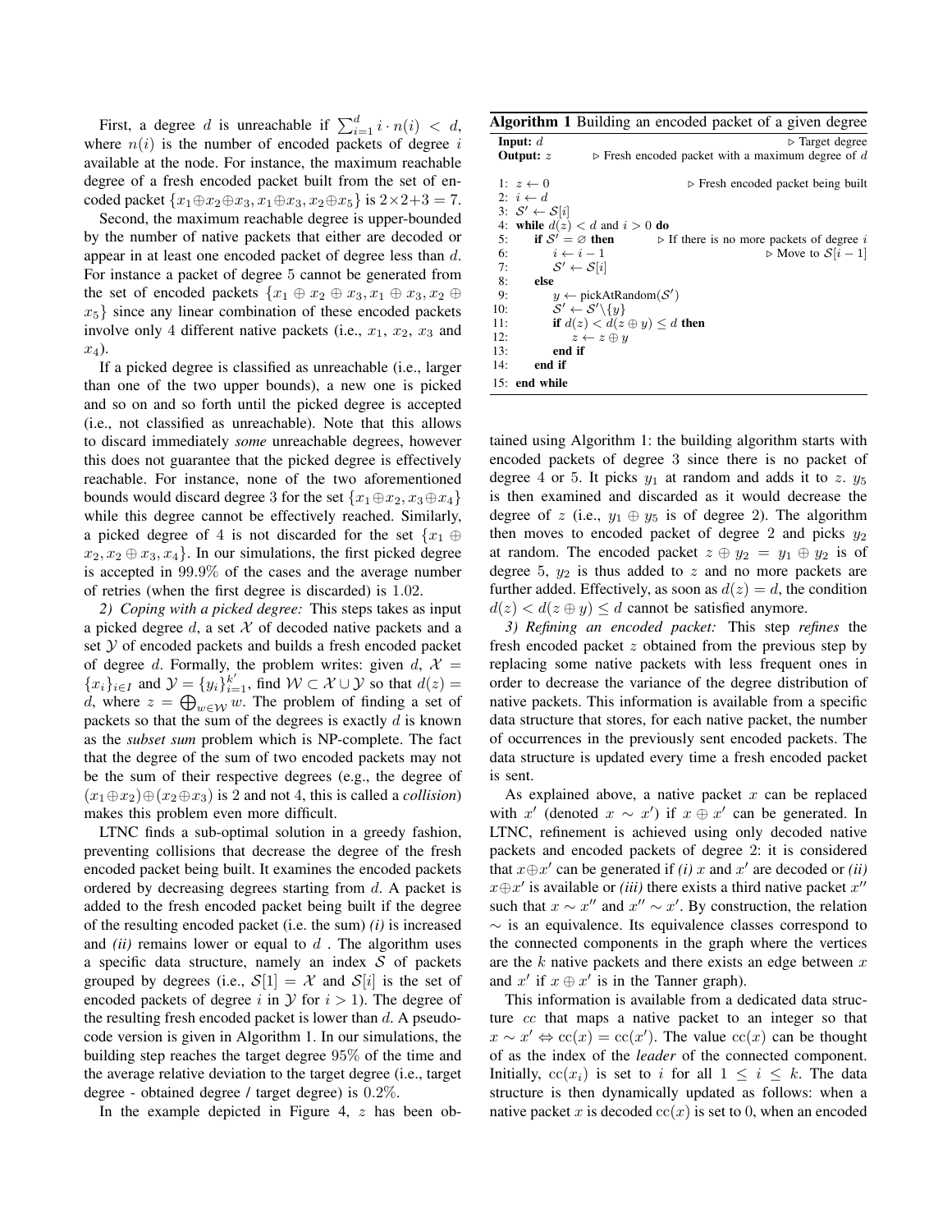First, a degree $d$ is unreachable if $\sum_{i=1}^{d} i \cdot n(i) < d$, where $n(i)$ is the number of encoded packets of degree $i$ available at the node. For instance, the maximum reachable degree of a fresh encoded packet built from the set of encoded packet $\{x_1 \oplus x_2 \oplus x_3, x_1 \oplus x_3, x_2 \oplus x_5\}$ is $2 \times 2 + 3 = 7$.

Second, the maximum reachable degree is upper-bounded by the number of native packets that either are decoded or appear in at least one encoded packet of degree less than $d$. For instance a packet of degree 5 cannot be generated from the set of encoded packets $\{x_1 \oplus x_2 \oplus x_3, x_1 \oplus x_3, x_2 \oplus x_5\}$ since any linear combination of these encoded packets involve only 4 different native packets (i.e., $x_1$, $x_2$, $x_3$ and $x_4$).

If a picked degree is classified as unreachable (i.e., larger than one of the two upper bounds), a new one is picked and so on and so forth until the picked degree is accepted (i.e., not classified as unreachable). Note that this allows to discard immediately *some* unreachable degrees, however this does not guarantee that the picked degree is effectively reachable. For instance, none of the two aforementioned bounds would discard degree 3 for the set $\{x_1 \oplus x_2, x_3 \oplus x_4\}$ while this degree cannot be effectively reached. Similarly, a picked degree of 4 is not discarded for the set $\{x_1 \oplus x_2, x_2 \oplus x_3, x_4\}$. In our simulations, the first picked degree is accepted in 99.9% of the cases and the average number of retries (when the first degree is discarded) is 1.02.

*2) Coping with a picked degree:* This steps takes as input a picked degree $d$, a set $\mathcal{X}$ of decoded native packets and a set $\mathcal{Y}$ of encoded packets and builds a fresh encoded packet of degree $d$. Formally, the problem writes: given $d$, $\mathcal{X} = \{x_i\}_{i \in I}$ and $\mathcal{Y} = \{y_i\}_{i=1}^{k'}$, find $\mathcal{W} \subset \mathcal{X} \cup \mathcal{Y}$ so that $d(z) = d$, where $z = \bigoplus_{w \in \mathcal{W}} w$. The problem of finding a set of packets so that the sum of the degrees is exactly $d$ is known as the ***subset sum*** problem which is NP-complete. The fact that the degree of the sum of two encoded packets may not be the sum of their respective degrees (e.g., the degree of $(x_1 \oplus x_2) \oplus (x_2 \oplus x_3)$ is 2 and not 4, this is called a *collision*) makes this problem even more difficult.

LTNC finds a sub-optimal solution in a greedy fashion, preventing collisions that decrease the degree of the fresh encoded packet being built. It examines the encoded packets ordered by decreasing degrees starting from $d$. A packet is added to the fresh encoded packet being built if the degree of the resulting encoded packet (i.e. the sum) *(i)* is increased and *(ii)* remains lower or equal to $d$ . The algorithm uses a specific data structure, namely an index $\mathcal{S}$ of packets grouped by degrees (i.e., $\mathcal{S}[1] = \mathcal{X}$ and $\mathcal{S}[i]$ is the set of encoded packets of degree $i$ in $\mathcal{Y}$ for $i > 1$). The degree of the resulting fresh encoded packet is lower than $d$. A pseudo-code version is given in Algorithm 1. In our simulations, the building step reaches the target degree 95% of the time and the average relative deviation to the target degree (i.e., target degree - obtained degree / target degree) is 0.2%.

**Algorithm 1** Building an encoded packet of a given degree

```
Input: d                                              ▷ Target degree
Output: z        ▷ Fresh encoded packet with a maximum degree of d

 1: z ← 0                         ▷ Fresh encoded packet being built
 2: i ← d
 3: S' ← S[i]
 4: while d(z) < d and i > 0 do
 5:     if S' = ∅ then      ▷ If there is no more packets of degree i
 6:         i ← i − 1                              ▷ Move to S[i − 1]
 7:         S' ← S[i]
 8:     else
 9:         y ← pickAtRandom(S')
10:         S' ← S'\{y}
11:         if d(z) < d(z ⊕ y) ≤ d then
12:             z ← z ⊕ y
13:         end if
14:     end if
15: end while
```

In the example depicted in Figure 4, $z$ has been obtained using Algorithm 1: the building algorithm starts with encoded packets of degree 3 since there is no packet of degree 4 or 5. It picks $y_1$ at random and adds it to $z$. $y_5$ is then examined and discarded as it would decrease the degree of $z$ (i.e., $y_1 \oplus y_5$ is of degree 2). The algorithm then moves to encoded packet of degree 2 and picks $y_2$ at random. The encoded packet $z \oplus y_2 = y_1 \oplus y_2$ is of degree 5, $y_2$ is thus added to $z$ and no more packets are further added. Effectively, as soon as $d(z) = d$, the condition $d(z) < d(z \oplus y) \leq d$ cannot be satisfied anymore.

*3) Refining an encoded packet:* This step *refines* the fresh encoded packet $z$ obtained from the previous step by replacing some native packets with less frequent ones in order to decrease the variance of the degree distribution of native packets. This information is available from a specific data structure that stores, for each native packet, the number of occurrences in the previously sent encoded packets. The data structure is updated every time a fresh encoded packet is sent.

As explained above, a native packet $x$ can be replaced with $x'$ (denoted $x \sim x'$) if $x \oplus x'$ can be generated. In LTNC, refinement is achieved using only decoded native packets and encoded packets of degree 2: it is considered that $x \oplus x'$ can be generated if *(i)* $x$ and $x'$ are decoded or *(ii)* $x \oplus x'$ is available or *(iii)* there exists a third native packet $x''$ such that $x \sim x''$ and $x'' \sim x'$. By construction, the relation $\sim$ is an equivalence. Its equivalence classes correspond to the connected components in the graph where the vertices are the $k$ native packets and there exists an edge between $x$ and $x'$ if $x \oplus x'$ is in the Tanner graph).

This information is available from a dedicated data structure $cc$ that maps a native packet to an integer so that $x \sim x' \Leftrightarrow \mathrm{cc}(x) = \mathrm{cc}(x')$. The value $\mathrm{cc}(x)$ can be thought of as the index of the *leader* of the connected component. Initially, $\mathrm{cc}(x_i)$ is set to $i$ for all $1 \leq i \leq k$. The data structure is then dynamically updated as follows: when a native packet $x$ is decoded $\mathrm{cc}(x)$ is set to 0, when an encoded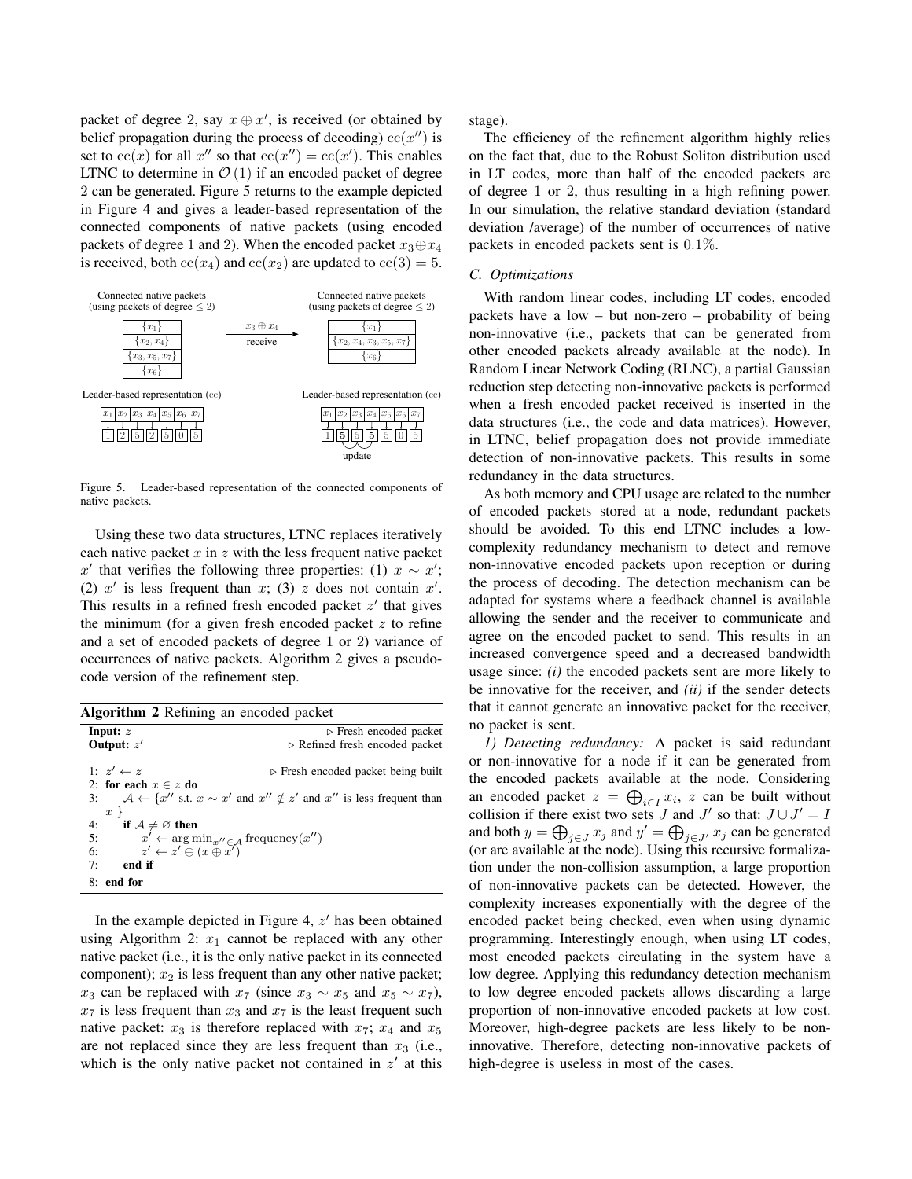packet of degree 2, say $x \oplus x'$, is received (or obtained by belief propagation during the process of decoding) $\text{cc}(x'')$ is set to $\text{cc}(x)$ for all $x''$ so that $\text{cc}(x'') = \text{cc}(x')$. This enables LTNC to determine in $\mathcal{O}(1)$ if an encoded packet of degree 2 can be generated. Figure 5 returns to the example depicted in Figure 4 and gives a leader-based representation of the connected components of native packets (using encoded packets of degree 1 and 2). When the encoded packet $x_3 \oplus x_4$ is received, both $\text{cc}(x_4)$ and $\text{cc}(x_2)$ are updated to $\text{cc}(3) = 5$.

Connected native packets (using packets of degree $\leq 2$)

| |
|---|
| $\{x_1\}$ |
| $\{x_2, x_4\}$ |
| $\{x_3, x_5, x_7\}$ |
| $\{x_6\}$ |

$x_3 \oplus x_4$ receive →

Connected native packets (using packets of degree $\leq 2$)

| |
|---|
| $\{x_1\}$ |
| $\{x_2, x_4, x_3, x_5, x_7\}$ |
| $\{x_6\}$ |

Leader-based representation (cc)

| $x_1$ | $x_2$ | $x_3$ | $x_4$ | $x_5$ | $x_6$ | $x_7$ |
|---|---|---|---|---|---|---|
| 1 | 2 | 5 | 2 | 5 | 0 | 5 |

Leader-based representation (cc)

| $x_1$ | $x_2$ | $x_3$ | $x_4$ | $x_5$ | $x_6$ | $x_7$ |
|---|---|---|---|---|---|---|
| 1 | **5** | 5 | **5** | 5 | 0 | 5 |

update

Figure 5. Leader-based representation of the connected components of native packets.

Using these two data structures, LTNC replaces iteratively each native packet $x$ in $z$ with the less frequent native packet $x'$ that verifies the following three properties: (1) $x \sim x'$; (2) $x'$ is less frequent than $x$; (3) $z$ does not contain $x'$. This results in a refined fresh encoded packet $z'$ that gives the minimum (for a given fresh encoded packet $z$ to refine and a set of encoded packets of degree 1 or 2) variance of occurrences of native packets. Algorithm 2 gives a pseudo-code version of the refinement step.

**Algorithm 2** Refining an encoded packet

```
Input: z                                              ▷ Fresh encoded packet
Output: z'                                    ▷ Refined fresh encoded packet

1: z' ← z                              ▷ Fresh encoded packet being built
2: for each x ∈ z do
3:     A ← {x'' s.t. x ∼ x' and x'' ∉ z' and x'' is less frequent than x }
4:     if A ≠ ∅ then
5:         x' ← arg min_{x''∈A} frequency(x'')
6:         z' ← z' ⊕ (x ⊕ x')
7:     end if
8: end for
```

In the example depicted in Figure 4, $z'$ has been obtained using Algorithm 2: $x_1$ cannot be replaced with any other native packet (i.e., it is the only native packet in its connected component); $x_2$ is less frequent than any other native packet; $x_3$ can be replaced with $x_7$ (since $x_3 \sim x_5$ and $x_5 \sim x_7$), $x_7$ is less frequent than $x_3$ and $x_7$ is the least frequent such native packet: $x_3$ is therefore replaced with $x_7$; $x_4$ and $x_5$ are not replaced since they are less frequent than $x_3$ (i.e., which is the only native packet not contained in $z'$ at this stage).

The efficiency of the refinement algorithm highly relies on the fact that, due to the Robust Soliton distribution used in LT codes, more than half of the encoded packets are of degree 1 or 2, thus resulting in a high refining power. In our simulation, the relative standard deviation (standard deviation /average) of the number of occurrences of native packets in encoded packets sent is $0.1\%$.

### C. Optimizations

With random linear codes, including LT codes, encoded packets have a low – but non-zero – probability of being non-innovative (i.e., packets that can be generated from other encoded packets already available at the node). In Random Linear Network Coding (RLNC), a partial Gaussian reduction step detecting non-innovative packets is performed when a fresh encoded packet received is inserted in the data structures (i.e., the code and data matrices). However, in LTNC, belief propagation does not provide immediate detection of non-innovative packets. This results in some redundancy in the data structures.

As both memory and CPU usage are related to the number of encoded packets stored at a node, redundant packets should be avoided. To this end LTNC includes a low-complexity redundancy mechanism to detect and remove non-innovative encoded packets upon reception or during the process of decoding. The detection mechanism can be adapted for systems where a feedback channel is available allowing the sender and the receiver to communicate and agree on the encoded packet to send. This results in an increased convergence speed and a decreased bandwidth usage since: *(i)* the encoded packets sent are more likely to be innovative for the receiver, and *(ii)* if the sender detects that it cannot generate an innovative packet for the receiver, no packet is sent.

*1) Detecting redundancy:* A packet is said redundant or non-innovative for a node if it can be generated from the encoded packets available at the node. Considering an encoded packet $z = \bigoplus_{i \in I} x_i$, $z$ can be built without collision if there exist two sets $J$ and $J'$ so that: $J \cup J' = I$ and both $y = \bigoplus_{j \in J} x_j$ and $y' = \bigoplus_{j \in J'} x_j$ can be generated (or are available at the node). Using this recursive formalization under the non-collision assumption, a large proportion of non-innovative packets can be detected. However, the complexity increases exponentially with the degree of the encoded packet being checked, even when using dynamic programming. Interestingly enough, when using LT codes, most encoded packets circulating in the system have a low degree. Applying this redundancy detection mechanism to low degree encoded packets allows discarding a large proportion of non-innovative encoded packets at low cost. Moreover, high-degree packets are less likely to be non-innovative. Therefore, detecting non-innovative packets of high-degree is useless in most of the cases.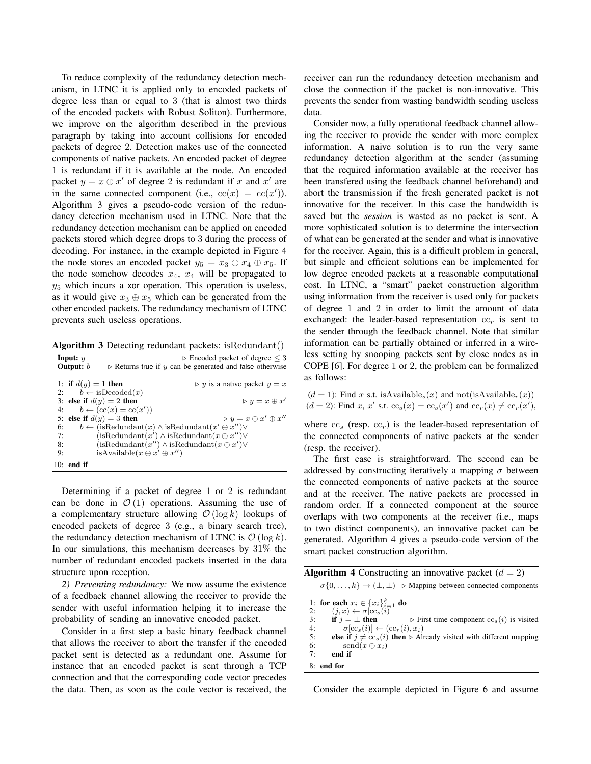To reduce complexity of the redundancy detection mechanism, in LTNC it is applied only to encoded packets of degree less than or equal to 3 (that is almost two thirds of the encoded packets with Robust Soliton). Furthermore, we improve on the algorithm described in the previous paragraph by taking into account collisions for encoded packets of degree 2. Detection makes use of the connected components of native packets. An encoded packet of degree 1 is redundant if it is available at the node. An encoded packet $y = x \oplus x'$ of degree 2 is redundant if $x$ and $x'$ are in the same connected component (i.e., $\mathrm{cc}(x) = \mathrm{cc}(x')$). Algorithm 3 gives a pseudo-code version of the redundancy detection mechanism used in LTNC. Note that the redundancy detection mechanism can be applied on encoded packets stored which degree drops to 3 during the process of decoding. For instance, in the example depicted in Figure 4 the node stores an encoded packet $y_5 = x_3 \oplus x_4 \oplus x_5$. If the node somehow decodes $x_4$, $x_4$ will be propagated to $y_5$ which incurs a xor operation. This operation is useless, as it would give $x_3 \oplus x_5$ which can be generated from the other encoded packets. The redundancy mechanism of LTNC prevents such useless operations.

**Algorithm 3** Detecting redundant packets: isRedundant()

```
Input: y                          ▷ Encoded packet of degree ≤ 3
Output: b      ▷ Returns true if y can be generated and false otherwise

1: if d(y) = 1 then                       ▷ y is a native packet y = x
2:     b ← isDecoded(x)
3: else if d(y) = 2 then                                ▷ y = x ⊕ x'
4:     b ← (cc(x) = cc(x'))
5: else if d(y) = 3 then                          ▷ y = x ⊕ x' ⊕ x''
6:     b ← (isRedundant(x) ∧ isRedundant(x' ⊕ x''))∨
7:         (isRedundant(x') ∧ isRedundant(x ⊕ x''))∨
8:         (isRedundant(x'') ∧ isRedundant(x ⊕ x'))∨
9:         isAvailable(x ⊕ x' ⊕ x'')
10: end if
```

Determining if a packet of degree 1 or 2 is redundant can be done in $\mathcal{O}(1)$ operations. Assuming the use of a complementary structure allowing $\mathcal{O}(\log k)$ lookups of encoded packets of degree 3 (e.g., a binary search tree), the redundancy detection mechanism of LTNC is $\mathcal{O}(\log k)$. In our simulations, this mechanism decreases by 31% the number of redundant encoded packets inserted in the data structure upon reception.

*2) Preventing redundancy:* We now assume the existence of a feedback channel allowing the receiver to provide the sender with useful information helping it to increase the probability of sending an innovative encoded packet.

Consider in a first step a basic binary feedback channel that allows the receiver to abort the transfer if the encoded packet sent is detected as a redundant one. Assume for instance that an encoded packet is sent through a TCP connection and that the corresponding code vector precedes the data. Then, as soon as the code vector is received, the receiver can run the redundancy detection mechanism and close the connection if the packet is non-innovative. This prevents the sender from wasting bandwidth sending useless data.

Consider now, a fully operational feedback channel allowing the receiver to provide the sender with more complex information. A naive solution is to run the very same redundancy detection algorithm at the sender (assuming that the required information available at the receiver has been transfered using the feedback channel beforehand) and abort the transmission if the fresh generated packet is not innovative for the receiver. In this case the bandwidth is saved but the *session* is wasted as no packet is sent. A more sophisticated solution is to determine the intersection of what can be generated at the sender and what is innovative for the receiver. Again, this is a difficult problem in general, but simple and efficient solutions can be implemented for low degree encoded packets at a reasonable computational cost. In LTNC, a "smart" packet construction algorithm using information from the receiver is used only for packets of degree 1 and 2 in order to limit the amount of data exchanged: the leader-based representation $\mathrm{cc}_r$ is sent to the sender through the feedback channel. Note that similar information can be partially obtained or inferred in a wireless setting by snooping packets sent by close nodes as in COPE [6]. For degree 1 or 2, the problem can be formalized as follows:

$(d = 1)$: Find $x$ s.t. $\mathrm{isAvailable}_s(x)$ and $\mathrm{not}(\mathrm{isAvailable}_r(x))$
$(d = 2)$: Find $x$, $x'$ s.t. $\mathrm{cc}_s(x) = \mathrm{cc}_s(x')$ and $\mathrm{cc}_r(x) \neq \mathrm{cc}_r(x')$,

where $\mathrm{cc}_s$ (resp. $\mathrm{cc}_r$) is the leader-based representation of the connected components of native packets at the sender (resp. the receiver).

The first case is straightforward. The second can be addressed by constructing iteratively a mapping $\sigma$ between the connected components of native packets at the source and at the receiver. The native packets are processed in random order. If a connected component at the source overlaps with two components at the receiver (i.e., maps to two distinct components), an innovative packet can be generated. Algorithm 4 gives a pseudo-code version of the smart packet construction algorithm.

**Algorithm 4** Constructing an innovative packet ($d = 2$)

```
σ{0,...,k} ↦ (⊥,⊥)  ▷ Mapping between connected components

1: for each x_i ∈ {x_i}_{i=1}^k do
2:     (j, x) ← σ[cc_s(i)]
3:     if j = ⊥ then        ▷ First time component cc_s(i) is visited
4:         σ[cc_s(i)] ← (cc_r(i), x_i)
5:     else if j ≠ cc_s(i) then ▷ Already visited with different mapping
6:         send(x ⊕ x_i)
7:     end if
8: end for
```

Consider the example depicted in Figure 6 and assume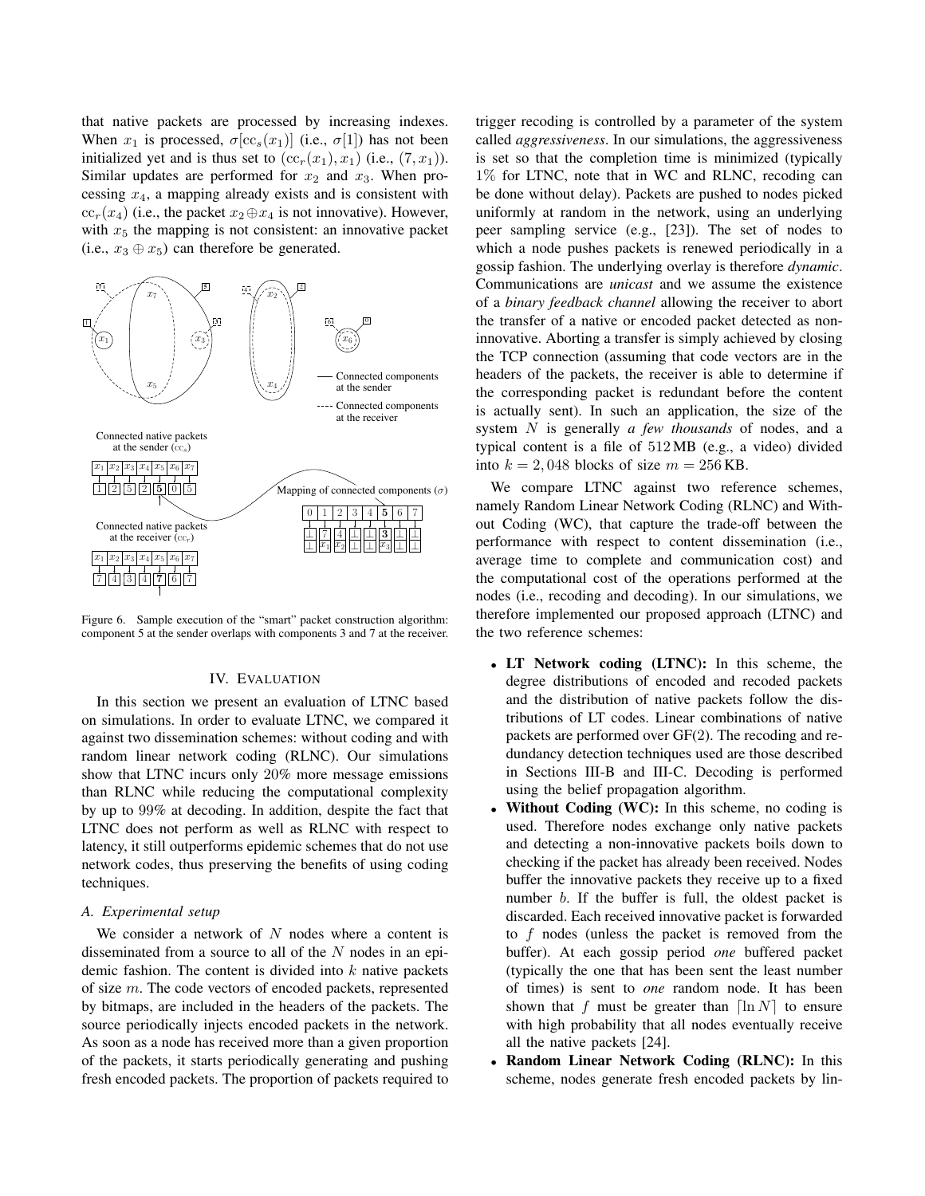that native packets are processed by increasing indexes. When $x_1$ is processed, $\sigma[\text{cc}_s(x_1)]$ (i.e., $\sigma[1]$) has not been initialized yet and is thus set to $(\text{cc}_r(x_1), x_1)$ (i.e., $(7, x_1)$). Similar updates are performed for $x_2$ and $x_3$. When processing $x_4$, a mapping already exists and is consistent with $\text{cc}_r(x_4)$ (i.e., the packet $x_2 \oplus x_4$ is not innovative). However, with $x_5$ the mapping is not consistent: an innovative packet (i.e., $x_3 \oplus x_5$) can therefore be generated.

Connected components at the sender

Connected components at the receiver

Connected native packets at the sender ($\text{cc}_s$)

Mapping of connected components ($\sigma$)

Connected native packets at the receiver ($\text{cc}_r$)

Figure 6. Sample execution of the "smart" packet construction algorithm: component 5 at the sender overlaps with components 3 and 7 at the receiver.

## IV. Evaluation

In this section we present an evaluation of LTNC based on simulations. In order to evaluate LTNC, we compared it against two dissemination schemes: without coding and with random linear network coding (RLNC). Our simulations show that LTNC incurs only 20% more message emissions than RLNC while reducing the computational complexity by up to 99% at decoding. In addition, despite the fact that LTNC does not perform as well as RLNC with respect to latency, it still outperforms epidemic schemes that do not use network codes, thus preserving the benefits of using coding techniques.

### A. Experimental setup

We consider a network of $N$ nodes where a content is disseminated from a source to all of the $N$ nodes in an epidemic fashion. The content is divided into $k$ native packets of size $m$. The code vectors of encoded packets, represented by bitmaps, are included in the headers of the packets. The source periodically injects encoded packets in the network. As soon as a node has received more than a given proportion of the packets, it starts periodically generating and pushing fresh encoded packets. The proportion of packets required to trigger recoding is controlled by a parameter of the system called *aggressiveness*. In our simulations, the aggressiveness is set so that the completion time is minimized (typically 1% for LTNC, note that in WC and RLNC, recoding can be done without delay). Packets are pushed to nodes picked uniformly at random in the network, using an underlying peer sampling service (e.g., [23]). The set of nodes to which a node pushes packets is renewed periodically in a gossip fashion. The underlying overlay is therefore *dynamic*. Communications are *unicast* and we assume the existence of a *binary feedback channel* allowing the receiver to abort the transfer of a native or encoded packet detected as non-innovative. Aborting a transfer is simply achieved by closing the TCP connection (assuming that code vectors are in the headers of the packets, the receiver is able to determine if the corresponding packet is redundant before the content is actually sent). In such an application, the size of the system $N$ is generally *a few thousands* of nodes, and a typical content is a file of 512 MB (e.g., a video) divided into $k = 2,048$ blocks of size $m = 256$ KB.

We compare LTNC against two reference schemes, namely Random Linear Network Coding (RLNC) and Without Coding (WC), that capture the trade-off between the performance with respect to content dissemination (i.e., average time to complete and communication cost) and the computational cost of the operations performed at the nodes (i.e., recoding and decoding). In our simulations, we therefore implemented our proposed approach (LTNC) and the two reference schemes:

- **LT Network coding (LTNC):** In this scheme, the degree distributions of encoded and recoded packets and the distribution of native packets follow the distributions of LT codes. Linear combinations of native packets are performed over GF(2). The recoding and redundancy detection techniques used are those described in Sections III-B and III-C. Decoding is performed using the belief propagation algorithm.
- **Without Coding (WC):** In this scheme, no coding is used. Therefore nodes exchange only native packets and detecting a non-innovative packets boils down to checking if the packet has already been received. Nodes buffer the innovative packets they receive up to a fixed number $b$. If the buffer is full, the oldest packet is discarded. Each received innovative packet is forwarded to $f$ nodes (unless the packet is removed from the buffer). At each gossip period *one* buffered packet (typically the one that has been sent the least number of times) is sent to *one* random node. It has been shown that $f$ must be greater than $\lceil \ln N \rceil$ to ensure with high probability that all nodes eventually receive all the native packets [24].
- **Random Linear Network Coding (RLNC):** In this scheme, nodes generate fresh encoded packets by lin-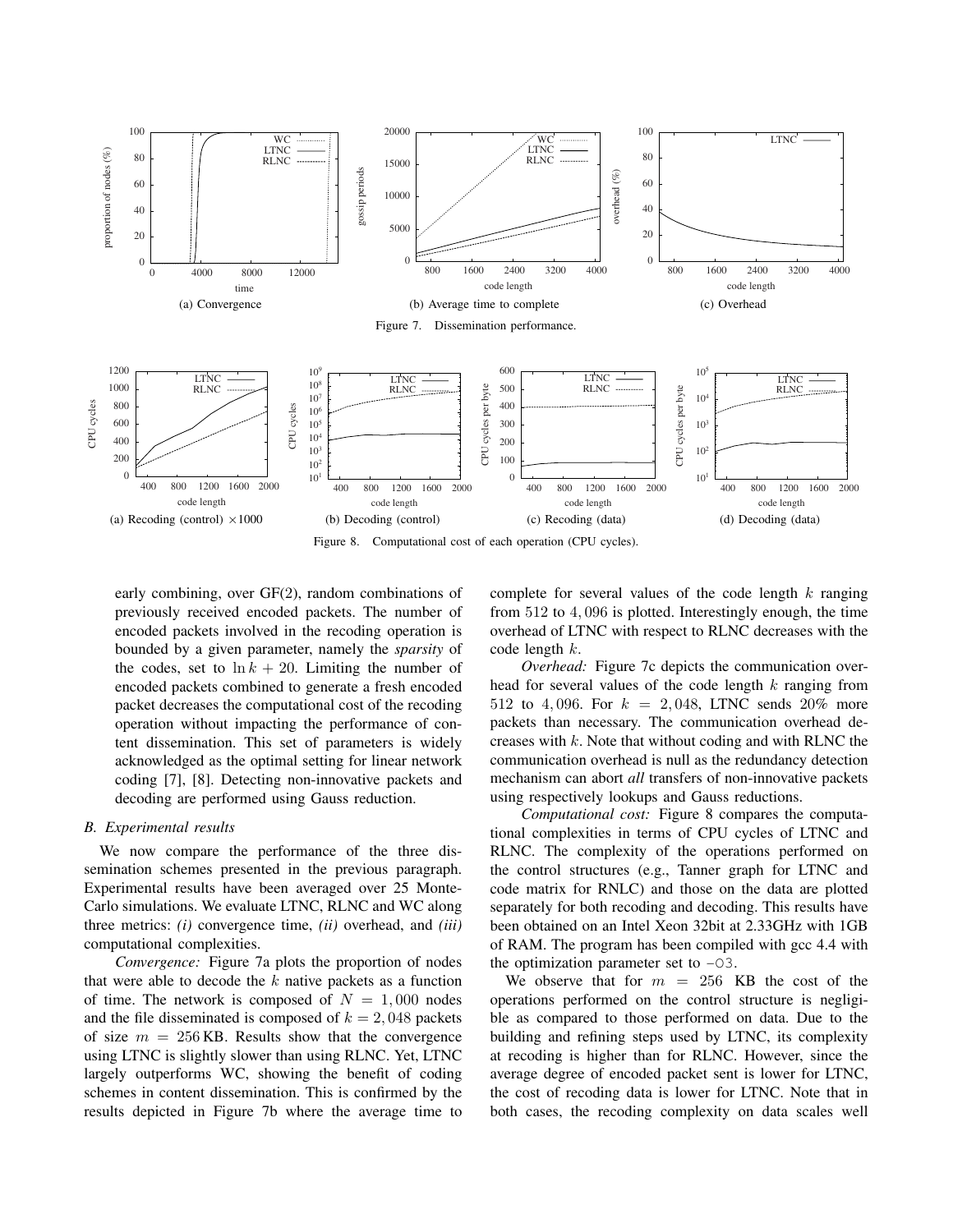(a) Convergence

(b) Average time to complete

(c) Overhead

Figure 7. Dissemination performance.

(a) Recoding (control) ×1000

(b) Decoding (control)

(c) Recoding (data)

(d) Decoding (data)

Figure 8. Computational cost of each operation (CPU cycles).

early combining, over GF(2), random combinations of previously received encoded packets. The number of encoded packets involved in the recoding operation is bounded by a given parameter, namely the *sparsity* of the codes, set to $\ln k + 20$. Limiting the number of encoded packets combined to generate a fresh encoded packet decreases the computational cost of the recoding operation without impacting the performance of content dissemination. This set of parameters is widely acknowledged as the optimal setting for linear network coding [7], [8]. Detecting non-innovative packets and decoding are performed using Gauss reduction.

### B. Experimental results

We now compare the performance of the three dissemination schemes presented in the previous paragraph. Experimental results have been averaged over 25 Monte-Carlo simulations. We evaluate LTNC, RLNC and WC along three metrics: *(i)* convergence time, *(ii)* overhead, and *(iii)* computational complexities.

*Convergence:* Figure 7a plots the proportion of nodes that were able to decode the $k$ native packets as a function of time. The network is composed of $N = 1,000$ nodes and the file disseminated is composed of $k = 2,048$ packets of size $m = 256$ KB. Results show that the convergence using LTNC is slightly slower than using RLNC. Yet, LTNC largely outperforms WC, showing the benefit of coding schemes in content dissemination. This is confirmed by the results depicted in Figure 7b where the average time to complete for several values of the code length $k$ ranging from 512 to 4,096 is plotted. Interestingly enough, the time overhead of LTNC with respect to RLNC decreases with the code length $k$.

*Overhead:* Figure 7c depicts the communication overhead for several values of the code length $k$ ranging from 512 to 4,096. For $k = 2,048$, LTNC sends 20% more packets than necessary. The communication overhead decreases with $k$. Note that without coding and with RLNC the communication overhead is null as the redundancy detection mechanism can abort *all* transfers of non-innovative packets using respectively lookups and Gauss reductions.

*Computational cost:* Figure 8 compares the computational complexities in terms of CPU cycles of LTNC and RLNC. The complexity of the operations performed on the control structures (e.g., Tanner graph for LTNC and code matrix for RNLC) and those on the data are plotted separately for both recoding and decoding. This results have been obtained on an Intel Xeon 32bit at 2.33GHz with 1GB of RAM. The program has been compiled with gcc 4.4 with the optimization parameter set to `-O3`.

We observe that for $m = 256$ KB the cost of the operations performed on the control structure is negligible as compared to those performed on data. Due to the building and refining steps used by LTNC, its complexity at recoding is higher than for RLNC. However, since the average degree of encoded packet sent is lower for LTNC, the cost of recoding data is lower for LTNC. Note that in both cases, the recoding complexity on data scales well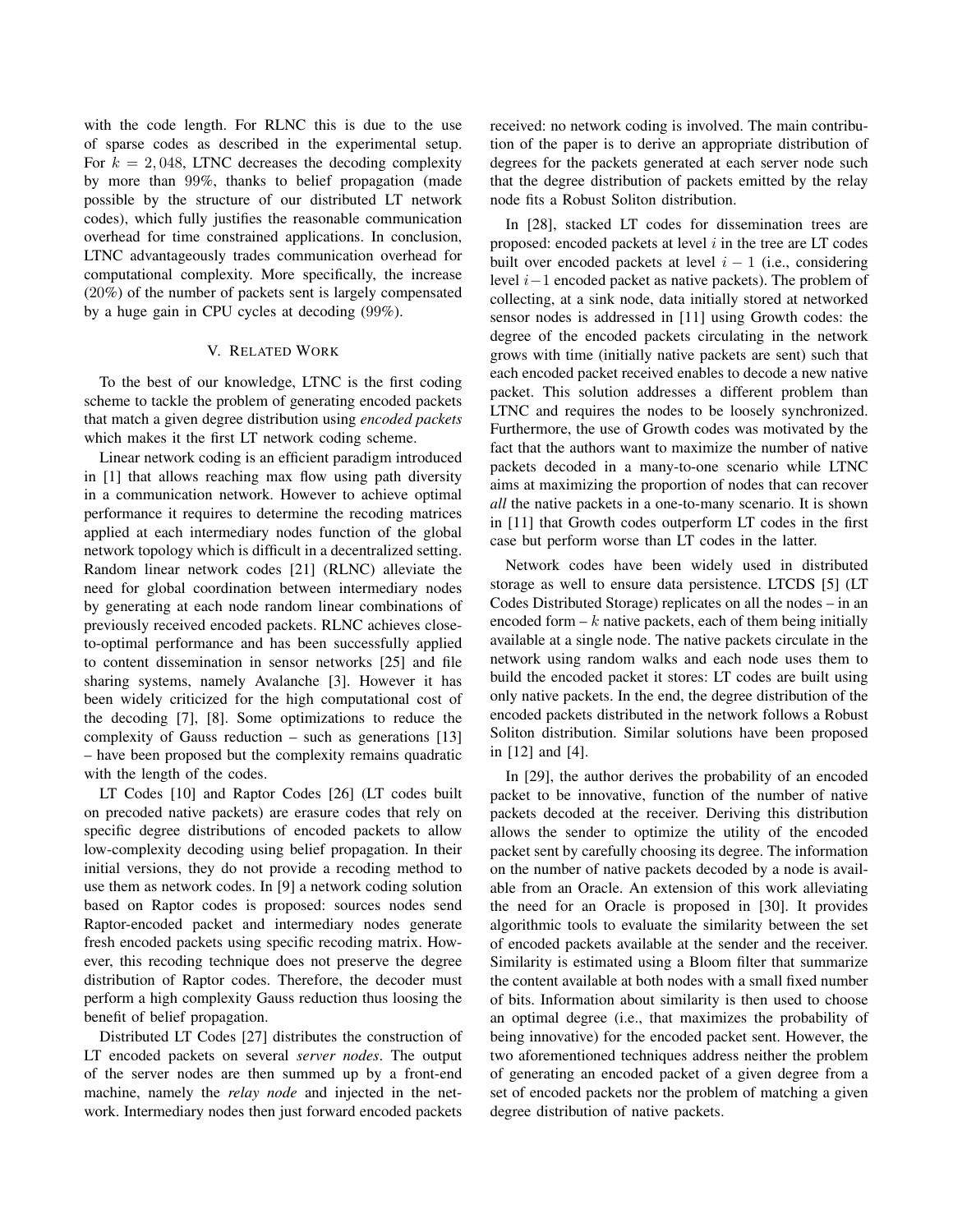with the code length. For RLNC this is due to the use of sparse codes as described in the experimental setup. For $k = 2,048$, LTNC decreases the decoding complexity by more than 99%, thanks to belief propagation (made possible by the structure of our distributed LT network codes), which fully justifies the reasonable communication overhead for time constrained applications. In conclusion, LTNC advantageously trades communication overhead for computational complexity. More specifically, the increase (20%) of the number of packets sent is largely compensated by a huge gain in CPU cycles at decoding (99%).

## V. Related Work

To the best of our knowledge, LTNC is the first coding scheme to tackle the problem of generating encoded packets that match a given degree distribution using *encoded packets* which makes it the first LT network coding scheme.

Linear network coding is an efficient paradigm introduced in [1] that allows reaching max flow using path diversity in a communication network. However to achieve optimal performance it requires to determine the recoding matrices applied at each intermediary nodes function of the global network topology which is difficult in a decentralized setting. Random linear network codes [21] (RLNC) alleviate the need for global coordination between intermediary nodes by generating at each node random linear combinations of previously received encoded packets. RLNC achieves close-to-optimal performance and has been successfully applied to content dissemination in sensor networks [25] and file sharing systems, namely Avalanche [3]. However it has been widely criticized for the high computational cost of the decoding [7], [8]. Some optimizations to reduce the complexity of Gauss reduction – such as generations [13] – have been proposed but the complexity remains quadratic with the length of the codes.

LT Codes [10] and Raptor Codes [26] (LT codes built on precoded native packets) are erasure codes that rely on specific degree distributions of encoded packets to allow low-complexity decoding using belief propagation. In their initial versions, they do not provide a recoding method to use them as network codes. In [9] a network coding solution based on Raptor codes is proposed: sources nodes send Raptor-encoded packet and intermediary nodes generate fresh encoded packets using specific recoding matrix. However, this recoding technique does not preserve the degree distribution of Raptor codes. Therefore, the decoder must perform a high complexity Gauss reduction thus loosing the benefit of belief propagation.

Distributed LT Codes [27] distributes the construction of LT encoded packets on several *server nodes*. The output of the server nodes are then summed up by a front-end machine, namely the *relay node* and injected in the network. Intermediary nodes then just forward encoded packets received: no network coding is involved. The main contribution of the paper is to derive an appropriate distribution of degrees for the packets generated at each server node such that the degree distribution of packets emitted by the relay node fits a Robust Soliton distribution.

In [28], stacked LT codes for dissemination trees are proposed: encoded packets at level $i$ in the tree are LT codes built over encoded packets at level $i-1$ (i.e., considering level $i-1$ encoded packet as native packets). The problem of collecting, at a sink node, data initially stored at networked sensor nodes is addressed in [11] using Growth codes: the degree of the encoded packets circulating in the network grows with time (initially native packets are sent) such that each encoded packet received enables to decode a new native packet. This solution addresses a different problem than LTNC and requires the nodes to be loosely synchronized. Furthermore, the use of Growth codes was motivated by the fact that the authors want to maximize the number of native packets decoded in a many-to-one scenario while LTNC aims at maximizing the proportion of nodes that can recover *all* the native packets in a one-to-many scenario. It is shown in [11] that Growth codes outperform LT codes in the first case but perform worse than LT codes in the latter.

Network codes have been widely used in distributed storage as well to ensure data persistence. LTCDS [5] (LT Codes Distributed Storage) replicates on all the nodes – in an encoded form – $k$ native packets, each of them being initially available at a single node. The native packets circulate in the network using random walks and each node uses them to build the encoded packet it stores: LT codes are built using only native packets. In the end, the degree distribution of the encoded packets distributed in the network follows a Robust Soliton distribution. Similar solutions have been proposed in [12] and [4].

In [29], the author derives the probability of an encoded packet to be innovative, function of the number of native packets decoded at the receiver. Deriving this distribution allows the sender to optimize the utility of the encoded packet sent by carefully choosing its degree. The information on the number of native packets decoded by a node is available from an Oracle. An extension of this work alleviating the need for an Oracle is proposed in [30]. It provides algorithmic tools to evaluate the similarity between the set of encoded packets available at the sender and the receiver. Similarity is estimated using a Bloom filter that summarize the content available at both nodes with a small fixed number of bits. Information about similarity is then used to choose an optimal degree (i.e., that maximizes the probability of being innovative) for the encoded packet sent. However, the two aforementioned techniques address neither the problem of generating an encoded packet of a given degree from a set of encoded packets nor the problem of matching a given degree distribution of native packets.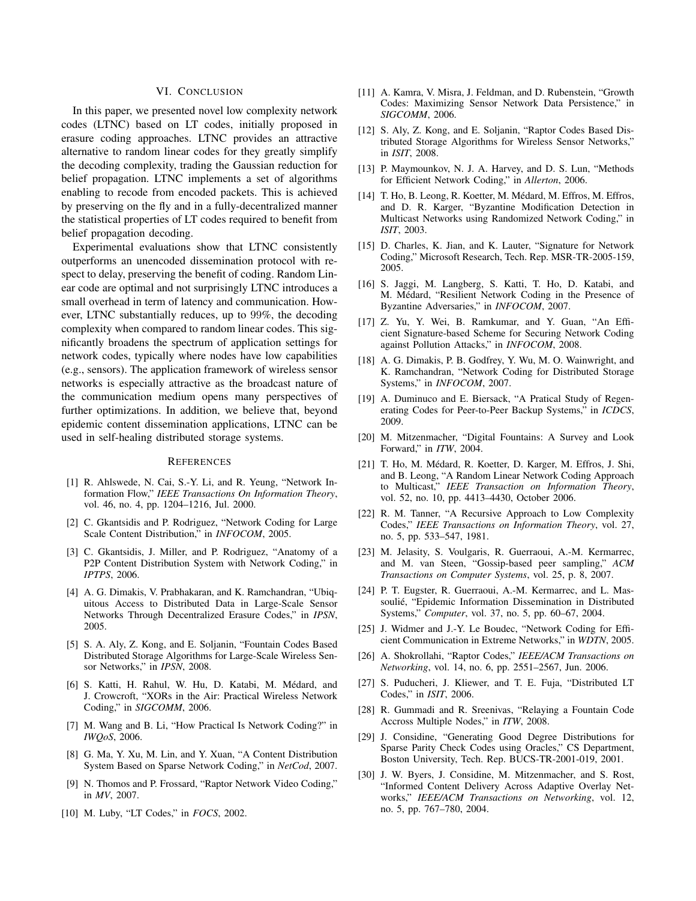## VI. Conclusion

In this paper, we presented novel low complexity network codes (LTNC) based on LT codes, initially proposed in erasure coding approaches. LTNC provides an attractive alternative to random linear codes for they greatly simplify the decoding complexity, trading the Gaussian reduction for belief propagation. LTNC implements a set of algorithms enabling to recode from encoded packets. This is achieved by preserving on the fly and in a fully-decentralized manner the statistical properties of LT codes required to benefit from belief propagation decoding.

Experimental evaluations show that LTNC consistently outperforms an unencoded dissemination protocol with respect to delay, preserving the benefit of coding. Random Linear code are optimal and not surprisingly LTNC introduces a small overhead in term of latency and communication. However, LTNC substantially reduces, up to 99%, the decoding complexity when compared to random linear codes. This significantly broadens the spectrum of application settings for network codes, typically where nodes have low capabilities (e.g., sensors). The application framework of wireless sensor networks is especially attractive as the broadcast nature of the communication medium opens many perspectives of further optimizations. In addition, we believe that, beyond epidemic content dissemination applications, LTNC can be used in self-healing distributed storage systems.

## References

[1] R. Ahlswede, N. Cai, S.-Y. Li, and R. Yeung, "Network Information Flow," *IEEE Transactions On Information Theory*, vol. 46, no. 4, pp. 1204–1216, Jul. 2000.

[2] C. Gkantsidis and P. Rodriguez, "Network Coding for Large Scale Content Distribution," in *INFOCOM*, 2005.

[3] C. Gkantsidis, J. Miller, and P. Rodriguez, "Anatomy of a P2P Content Distribution System with Network Coding," in *IPTPS*, 2006.

[4] A. G. Dimakis, V. Prabhakaran, and K. Ramchandran, "Ubiquitous Access to Distributed Data in Large-Scale Sensor Networks Through Decentralized Erasure Codes," in *IPSN*, 2005.

[5] S. A. Aly, Z. Kong, and E. Soljanin, "Fountain Codes Based Distributed Storage Algorithms for Large-Scale Wireless Sensor Networks," in *IPSN*, 2008.

[6] S. Katti, H. Rahul, W. Hu, D. Katabi, M. Médard, and J. Crowcroft, "XORs in the Air: Practical Wireless Network Coding," in *SIGCOMM*, 2006.

[7] M. Wang and B. Li, "How Practical Is Network Coding?" in *IWQoS*, 2006.

[8] G. Ma, Y. Xu, M. Lin, and Y. Xuan, "A Content Distribution System Based on Sparse Network Coding," in *NetCod*, 2007.

[9] N. Thomos and P. Frossard, "Raptor Network Video Coding," in *MV*, 2007.

[10] M. Luby, "LT Codes," in *FOCS*, 2002.

[11] A. Kamra, V. Misra, J. Feldman, and D. Rubenstein, "Growth Codes: Maximizing Sensor Network Data Persistence," in *SIGCOMM*, 2006.

[12] S. Aly, Z. Kong, and E. Soljanin, "Raptor Codes Based Distributed Storage Algorithms for Wireless Sensor Networks," in *ISIT*, 2008.

[13] P. Maymounkov, N. J. A. Harvey, and D. S. Lun, "Methods for Efficient Network Coding," in *Allerton*, 2006.

[14] T. Ho, B. Leong, R. Koetter, M. Médard, M. Effros, M. Effros, and D. R. Karger, "Byzantine Modification Detection in Multicast Networks using Randomized Network Coding," in *ISIT*, 2003.

[15] D. Charles, K. Jian, and K. Lauter, "Signature for Network Coding," Microsoft Research, Tech. Rep. MSR-TR-2005-159, 2005.

[16] S. Jaggi, M. Langberg, S. Katti, T. Ho, D. Katabi, and M. Médard, "Resilient Network Coding in the Presence of Byzantine Adversaries," in *INFOCOM*, 2007.

[17] Z. Yu, Y. Wei, B. Ramkumar, and Y. Guan, "An Efficient Signature-based Scheme for Securing Network Coding against Pollution Attacks," in *INFOCOM*, 2008.

[18] A. G. Dimakis, P. B. Godfrey, Y. Wu, M. O. Wainwright, and K. Ramchandran, "Network Coding for Distributed Storage Systems," in *INFOCOM*, 2007.

[19] A. Duminuco and E. Biersack, "A Pratical Study of Regenerating Codes for Peer-to-Peer Backup Systems," in *ICDCS*, 2009.

[20] M. Mitzenmacher, "Digital Fountains: A Survey and Look Forward," in *ITW*, 2004.

[21] T. Ho, M. Médard, R. Koetter, D. Karger, M. Effros, J. Shi, and B. Leong, "A Random Linear Network Coding Approach to Multicast," *IEEE Transaction on Information Theory*, vol. 52, no. 10, pp. 4413–4430, October 2006.

[22] R. M. Tanner, "A Recursive Approach to Low Complexity Codes," *IEEE Transactions on Information Theory*, vol. 27, no. 5, pp. 533–547, 1981.

[23] M. Jelasity, S. Voulgaris, R. Guerraoui, A.-M. Kermarrec, and M. van Steen, "Gossip-based peer sampling," *ACM Transactions on Computer Systems*, vol. 25, p. 8, 2007.

[24] P. T. Eugster, R. Guerraoui, A.-M. Kermarrec, and L. Massoulié, "Epidemic Information Dissemination in Distributed Systems," *Computer*, vol. 37, no. 5, pp. 60–67, 2004.

[25] J. Widmer and J.-Y. Le Boudec, "Network Coding for Efficient Communication in Extreme Networks," in *WDTN*, 2005.

[26] A. Shokrollahi, "Raptor Codes," *IEEE/ACM Transactions on Networking*, vol. 14, no. 6, pp. 2551–2567, Jun. 2006.

[27] S. Puducheri, J. Kliewer, and T. E. Fuja, "Distributed LT Codes," in *ISIT*, 2006.

[28] R. Gummadi and R. Sreenivas, "Relaying a Fountain Code Accross Multiple Nodes," in *ITW*, 2008.

[29] J. Considine, "Generating Good Degree Distributions for Sparse Parity Check Codes using Oracles," CS Department, Boston University, Tech. Rep. BUCS-TR-2001-019, 2001.

[30] J. W. Byers, J. Considine, M. Mitzenmacher, and S. Rost, "Informed Content Delivery Across Adaptive Overlay Networks," *IEEE/ACM Transactions on Networking*, vol. 12, no. 5, pp. 767–780, 2004.